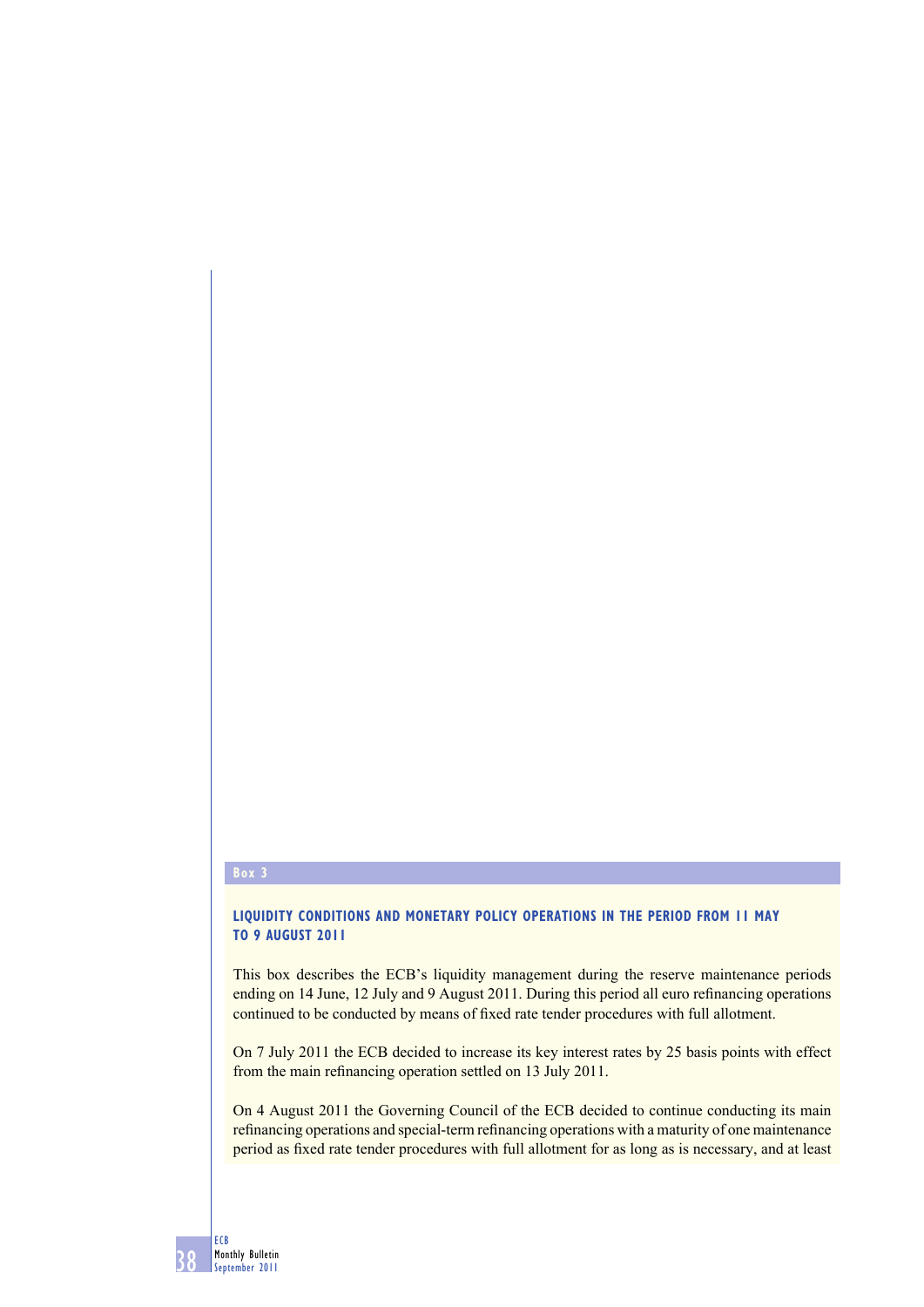**Box 3**

### LIQUIDITY CONDITIONS AND MONETARY POLICY OPERATIONS IN THE PERIOD FROM 11 MAY TO 9 AUGUST 2011

This box describes the ECB's liquidity management during the reserve maintenance periods ending on 14 June, 12 July and 9 August 2011. During this period all euro refinancing operations continued to be conducted by means of fixed rate tender procedures with full allotment.

On 7 July 2011 the ECB decided to increase its key interest rates by 25 basis points with effect from the main refinancing operation settled on 13 July 2011.

On 4 August 2011 the Governing Council of the ECB decided to continue conducting its main refinancing operations and special-term refinancing operations with a maturity of one maintenance period as fixed rate tender procedures with full allotment for as long as is necessary, and at least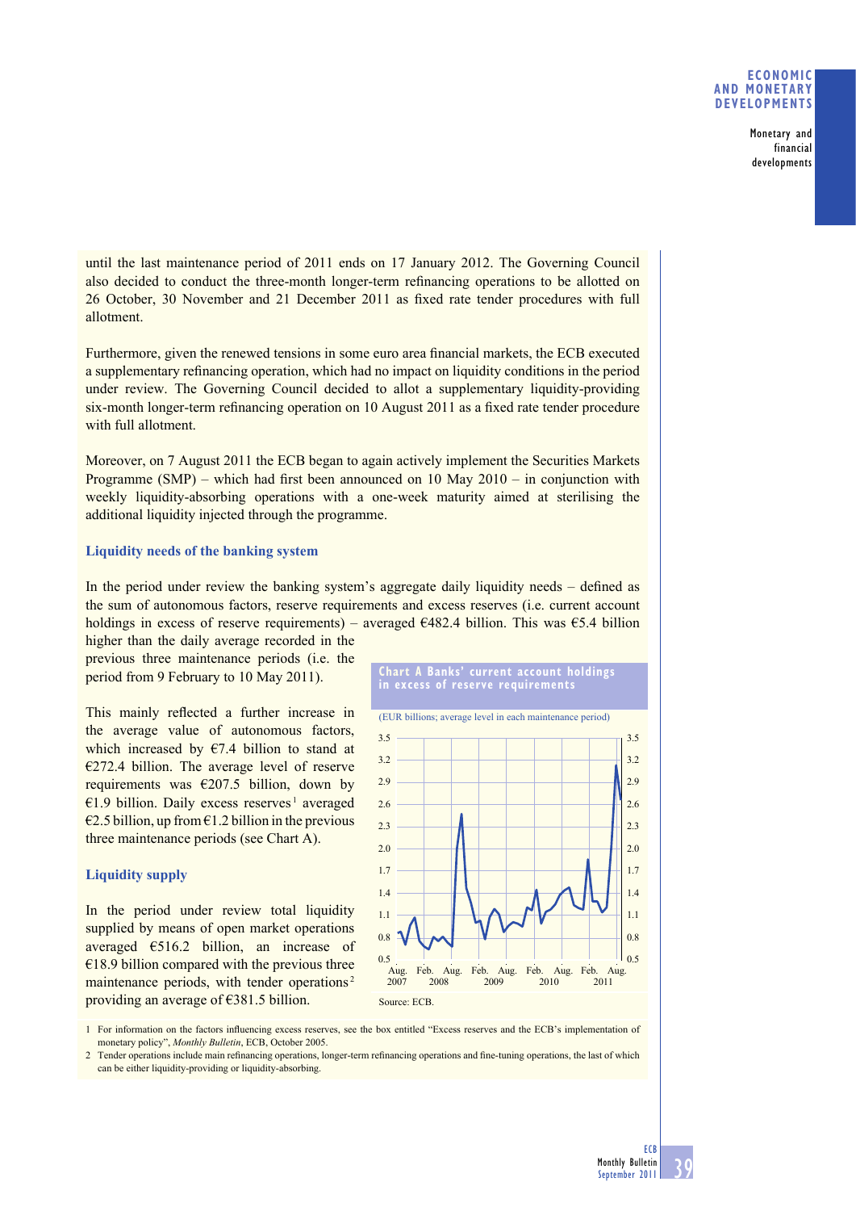until the last maintenance period of 2011 ends on 17 January 2012. The Governing Council also decided to conduct the three-month longer-term refinancing operations to be allotted on 26 October, 30 November and 21 December 2011 as fixed rate tender procedures with full allotment.

Furthermore, given the renewed tensions in some euro area financial markets, the ECB executed a supplementary refinancing operation, which had no impact on liquidity conditions in the period under review. The Governing Council decided to allot a supplementary liquidity-providing six-month longer-term refinancing operation on 10 August 2011 as a fixed rate tender procedure with full allotment.

Moreover, on 7 August 2011 the ECB began to again actively implement the Securities Markets Programme (SMP) – which had first been announced on 10 May 2010 – in conjunction with weekly liquidity-absorbing operations with a one-week maturity aimed at sterilising the additional liquidity injected through the programme.

### Liquidity needs of the banking system

In the period under review the banking system's aggregate daily liquidity needs – defined as the sum of autonomous factors, reserve requirements and excess reserves (i.e. current account holdings in excess of reserve requirements) – averaged €482.4 billion. This was €5.4 billion higher than the daily average recorded in the previous three maintenance periods (i.e. the period from 9 February to 10 May 2011).

This mainly reflected a further increase in the average value of autonomous factors, which increased by €7.4 billion to stand at €272.4 billion. The average level of reserve requirements was €207.5 billion, down by €1.9 billion. Daily excess reserves[1] averaged €2.5 billion, up from €1.2 billion in the previous three maintenance periods (see Chart A).

### Liquidity supply

In the period under review total liquidity supplied by means of open market operations averaged €516.2 billion, an increase of €18.9 billion compared with the previous three maintenance periods, with tender operations[2] providing an average of €381.5 billion.

**Chart A Banks' current account holdings in excess of reserve requirements**

(EUR billions; average level in each maintenance period)

Source: ECB.

1 For information on the factors influencing excess reserves, see the box entitled "Excess reserves and the ECB's implementation of monetary policy", *Monthly Bulletin*, ECB, October 2005.

2 Tender operations include main refinancing operations, longer-term refinancing operations and fine-tuning operations, the last of which can be either liquidity-providing or liquidity-absorbing.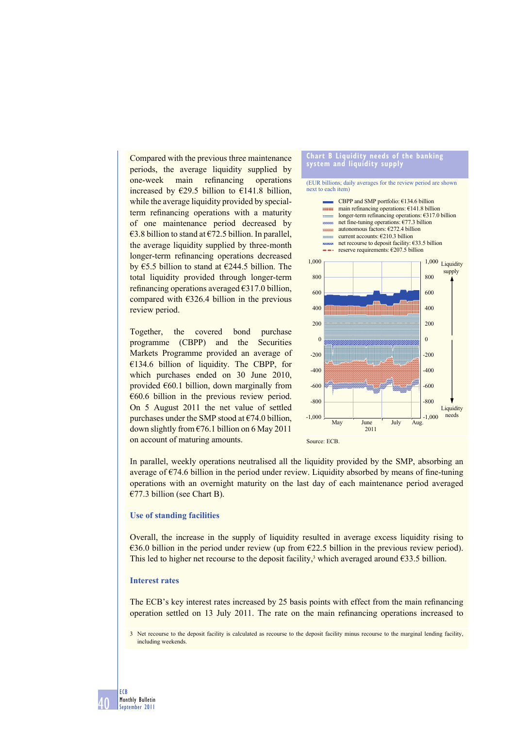Compared with the previous three maintenance periods, the average liquidity supplied by one-week main refinancing operations increased by €29.5 billion to €141.8 billion, while the average liquidity provided by special-term refinancing operations with a maturity of one maintenance period decreased by €3.8 billion to stand at €72.5 billion. In parallel, the average liquidity supplied by three-month longer-term refinancing operations decreased by €5.5 billion to stand at €244.5 billion. The total liquidity provided through longer-term refinancing operations averaged €317.0 billion, compared with €326.4 billion in the previous review period.

Together, the covered bond purchase programme (CBPP) and the Securities Markets Programme provided an average of €134.6 billion of liquidity. The CBPP, for which purchases ended on 30 June 2010, provided €60.1 billion, down marginally from €60.6 billion in the previous review period. On 5 August 2011 the net value of settled purchases under the SMP stood at €74.0 billion, down slightly from €76.1 billion on 6 May 2011 on account of maturing amounts.

**Chart B Liquidity needs of the banking system and liquidity supply**

(EUR billions; daily averages for the review period are shown next to each item)

- CBPP and SMP portfolio: €134.6 billion
- main refinancing operations: €141.8 billion
- longer-term refinancing operations: €317.0 billion
- net fine-tuning operations: €77.3 billion
- autonomous factors: €272.4 billion
- current accounts: €210.3 billion
- net recourse to deposit facility: €33.5 billion
- reserve requirements: €207.5 billion

Source: ECB.

In parallel, weekly operations neutralised all the liquidity provided by the SMP, absorbing an average of €74.6 billion in the period under review. Liquidity absorbed by means of fine-tuning operations with an overnight maturity on the last day of each maintenance period averaged €77.3 billion (see Chart B).

### Use of standing facilities

Overall, the increase in the supply of liquidity resulted in average excess liquidity rising to €36.0 billion in the period under review (up from €22.5 billion in the previous review period). This led to higher net recourse to the deposit facility,[3] which averaged around €33.5 billion.

### Interest rates

The ECB's key interest rates increased by 25 basis points with effect from the main refinancing operation settled on 13 July 2011. The rate on the main refinancing operations increased to

3 Net recourse to the deposit facility is calculated as recourse to the deposit facility minus recourse to the marginal lending facility, including weekends.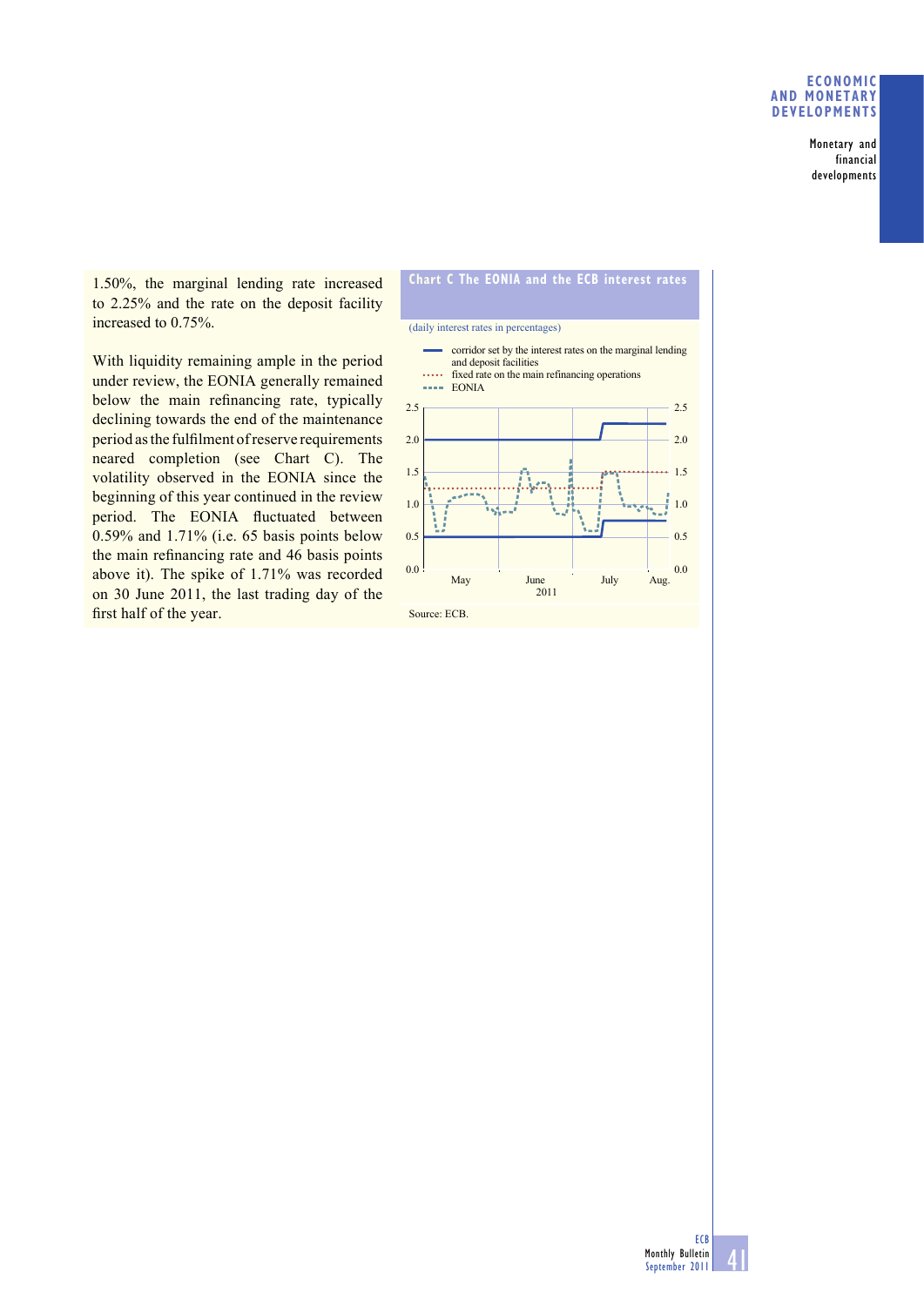1.50%, the marginal lending rate increased to 2.25% and the rate on the deposit facility increased to 0.75%.

With liquidity remaining ample in the period under review, the EONIA generally remained below the main refinancing rate, typically declining towards the end of the maintenance period as the fulfilment of reserve requirements neared completion (see Chart C). The volatility observed in the EONIA since the beginning of this year continued in the review period. The EONIA fluctuated between 0.59% and 1.71% (i.e. 65 basis points below the main refinancing rate and 46 basis points above it). The spike of 1.71% was recorded on 30 June 2011, the last trading day of the first half of the year.

**Chart C The EONIA and the ECB interest rates**

(daily interest rates in percentages)

corridor set by the interest rates on the marginal lending and deposit facilities
fixed rate on the main refinancing operations
EONIA

2.5
2.0
1.5
1.0
0.5
0.0

May
June
July
Aug.
2011

Source: ECB.